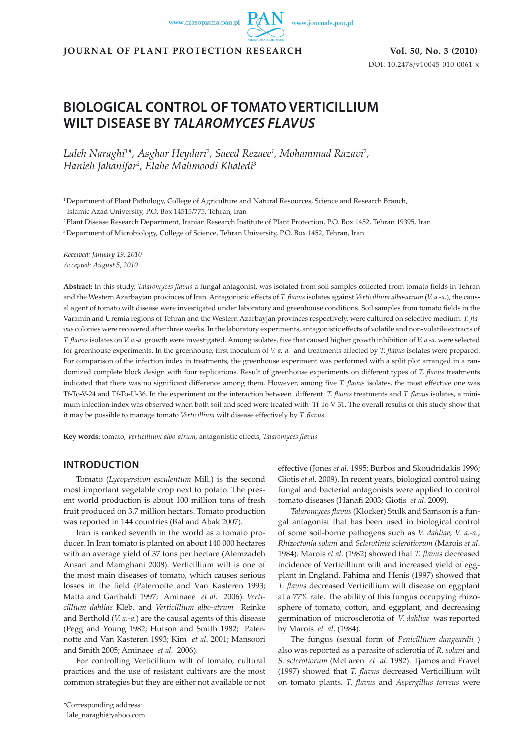# BIOLOGICAL CONTROL OF TOMATO VERTICILLIUM WILT DISEASE BY *TALAROMYCES FLAVUS*

*Laleh Naraghi[1]\*, Asghar Heydari[2], Saeed Rezaee[1], Mohammad Razavi[2], Hanieh Jahanifar[2], Elahe Mahmoodi Khaledi[3]*

[1] Department of Plant Pathology, College of Agriculture and Natural Resources, Science and Research Branch, Islamic Azad University, P.O. Box 14515/775, Tehran, Iran

[2] Plant Disease Research Department, Iranian Research Institute of Plant Protection, P.O. Box 1452, Tehran 19395, Iran

[3] Department of Microbiology, College of Science, Tehran University, P.O. Box 1452, Tehran, Iran

*Received: January 19, 2010*
*Accepted: August 5, 2010*

**Abstract:** In this study, *Talaromyces flavus* a fungal antagonist, was isolated from soil samples collected from tomato fields in Tehran and the Western Azarbayjan provinces of Iran. Antagonistic effects of *T. flavus* isolates against *Verticillium albo-atrum* (*V. a.-a.*), the causal agent of tomato wilt disease were investigated under laboratory and greenhouse conditions. Soil samples from tomato fields in the Varamin and Uremia regions of Tehran and the Western Azarbayjan provinces respectively, were cultured on selective medium. *T. flavus* colonies were recovered after three weeks. In the laboratory experiments, antagonistic effects of volatile and non-volatile extracts of *T. flavus* isolates on *V. a.-a.* growth were investigated. Among isolates, five that caused higher growth inhibition of *V. a.-a.* were selected for greenhouse experiments. In the greenhouse, first inoculum of *V. a.-a.* and treatments affected by *T. flavus* isolates were prepared. For comparison of the infection index in treatments, the greenhouse experiment was performed with a split plot arranged in a randomized complete block design with four replications. Result of greenhouse experiments on different types of *T. flavus* treatments indicated that there was no significant difference among them. However, among five *T. flavus* isolates, the most effective one was Tf-To-V-24 and Tf-To-U-36. In the experiment on the interaction between different *T. flavus* treatments and *T. flavus* isolates, a minimum infection index was observed when both soil and seed were treated with Tf-To-V-31. The overall results of this study show that it may be possible to manage tomato *Verticillium* wilt disease effectively by *T. flavus*.

**Key words:** tomato, *Verticillium albo-atrum*, antagonistic effects, *Talaromyces flavus*

## INTRODUCTION

Tomato (*Lycopersicon esculentum* Mill.) is the second most important vegetable crop next to potato. The present world production is about 100 million tons of fresh fruit produced on 3.7 million hectars. Tomato production was reported in 144 countries (Bal and Abak 2007).

Iran is ranked seventh in the world as a tomato producer. In Iran tomato is planted on about 140 000 hectares with an average yield of 37 tons per hectare (Alemzadeh Ansari and Mamghani 2008). Verticillium wilt is one of the most main diseases of tomato, which causes serious losses in the field (Paternotte and Van Kasteren 1993; Matta and Garibaldi 1997; Aminaee *et al.* 2006). *Verticillium dahliae* Kleb. and *Verticillium albo-atrum* Reinke and Berthold (*V. a.-a.*) are the causal agents of this disease (Pegg and Young 1982; Hutson and Smith 1982; Paternotte and Van Kasteren 1993; Kim *et al*. 2001; Mansoori and Smith 2005; Aminaee *et al.* 2006).

For controlling Verticillium wilt of tomato, cultural practices and the use of resistant cultivars are the most common strategies but they are either not available or not effective (Jones *et al*. 1995; Burbos and Skoudridakis 1996; Giotis *et al*. 2009). In recent years, biological control using fungal and bacterial antagonists were applied to control tomato diseases (Hanafi 2003; Giotis *et al*. 2009).

*Talaromyces flavus* (Klocker) Stulk and Samson is a fungal antagonist that has been used in biological control of some soil-borne pathogens such as *V. dahliae*, *V. a.-a.*, *Rhizoctonia solani* and *Sclerotinia sclerotiorum* (Marois *et al*. 1984). Marois *et al*. (1982) showed that *T. flavus* decreased incidence of Verticillium wilt and increased yield of eggplant in England. Fahima and Henis (1997) showed that *T. flavus* decreased Verticillium wilt disease on eggplant at a 77% rate. The ability of this fungus occupying rhizosphere of tomato, cotton, and eggplant, and decreasing germination of microsclerotia of *V. dahliae* was reported by Marois *et al*. (1984).

The fungus (sexual form of *Penicillium dangeardii* ) also was reported as a parasite of sclerotia of *R. solani* and *S. sclerotiorum* (McLaren *et al*. 1982). Tjamos and Fravel (1997) showed that *T. flavus* decreased Verticillium wilt on tomato plants. *T. flavus* and *Aspergillus terreus* were

\*Corresponding address:
lale_naraghi@yahoo.com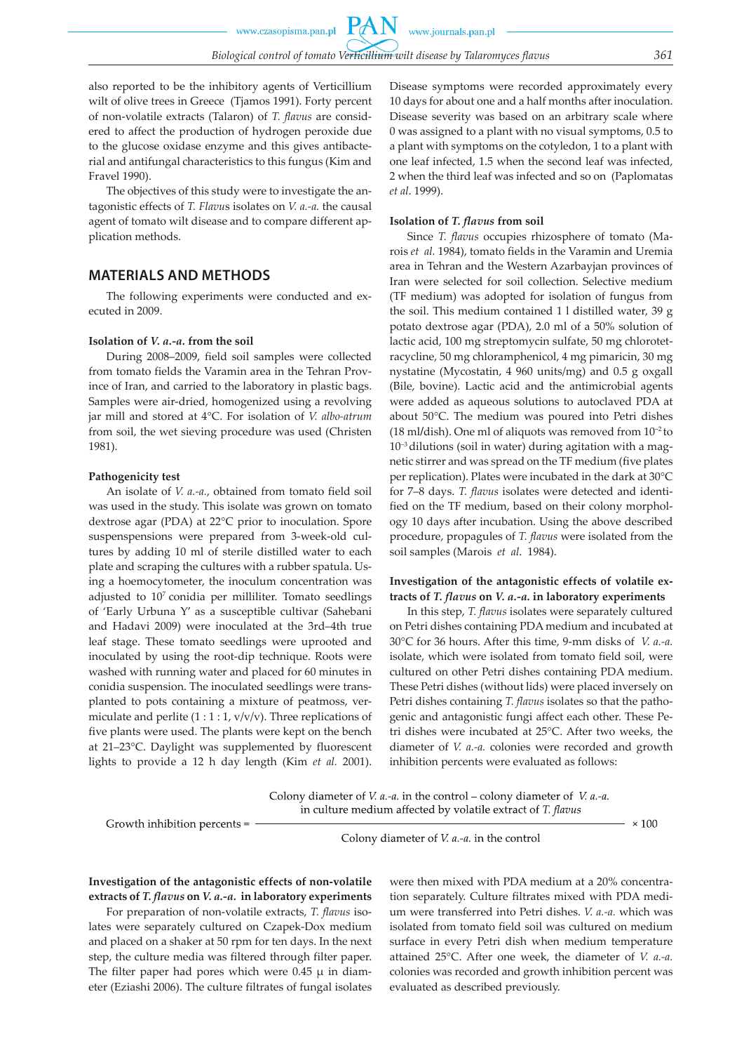also reported to be the inhibitory agents of Verticillium wilt of olive trees in Greece (Tjamos 1991). Forty percent of non-volatile extracts (Talaron) of *T. flavus* are considered to affect the production of hydrogen peroxide due to the glucose oxidase enzyme and this gives antibacterial and antifungal characteristics to this fungus (Kim and Fravel 1990).

The objectives of this study were to investigate the antagonistic effects of *T. Flavus* isolates on *V. a.-a.* the causal agent of tomato wilt disease and to compare different application methods.

## MATERIALS AND METHODS

The following experiments were conducted and executed in 2009.

### Isolation of *V. a.-a.* from the soil

During 2008–2009, field soil samples were collected from tomato fields the Varamin area in the Tehran Province of Iran, and carried to the laboratory in plastic bags. Samples were air-dried, homogenized using a revolving jar mill and stored at 4°C. For isolation of *V. albo-atrum* from soil, the wet sieving procedure was used (Christen 1981).

### Pathogenicity test

An isolate of *V. a.-a.*, obtained from tomato field soil was used in the study. This isolate was grown on tomato dextrose agar (PDA) at 22°C prior to inoculation. Spore suspensions were prepared from 3-week-old cultures by adding 10 ml of sterile distilled water to each plate and scraping the cultures with a rubber spatula. Using a hoemocytometer, the inoculum concentration was adjusted to $10^7$ conidia per milliliter. Tomato seedlings of 'Early Urbuna Y' as a susceptible cultivar (Sahebani and Hadavi 2009) were inoculated at the 3rd–4th true leaf stage. These tomato seedlings were uprooted and inoculated by using the root-dip technique. Roots were washed with running water and placed for 60 minutes in conidia suspension. The inoculated seedlings were transplanted to pots containing a mixture of peatmoss, vermiculate and perlite (1 : 1 : 1, v/v/v). Three replications of five plants were used. The plants were kept on the bench at 21–23°C. Daylight was supplemented by fluorescent lights to provide a 12 h day length (Kim *et al.* 2001). Disease symptoms were recorded approximately every 10 days for about one and a half months after inoculation. Disease severity was based on an arbitrary scale where 0 was assigned to a plant with no visual symptoms, 0.5 to a plant with symptoms on the cotyledon, 1 to a plant with one leaf infected, 1.5 when the second leaf was infected, 2 when the third leaf was infected and so on (Paplomatas *et al.* 1999).

### Isolation of *T. flavus* from soil

Since *T. flavus* occupies rhizosphere of tomato (Marois *et al.* 1984), tomato fields in the Varamin and Uremia area in Tehran and the Western Azarbayjan provinces of Iran were selected for soil collection. Selective medium (TF medium) was adopted for isolation of fungus from the soil. This medium contained 1 l distilled water, 39 g potato dextrose agar (PDA), 2.0 ml of a 50% solution of lactic acid, 100 mg streptomycin sulfate, 50 mg chlorotetracycline, 50 mg chloramphenicol, 4 mg pimaricin, 30 mg nystatine (Mycostatin, 4 960 units/mg) and 0.5 g oxgall (Bile, bovine). Lactic acid and the antimicrobial agents were added as aqueous solutions to autoclaved PDA at about 50°C. The medium was poured into Petri dishes (18 ml/dish). One ml of aliquots was removed from $10^{-2}$ to $10^{-3}$ dilutions (soil in water) during agitation with a magnetic stirrer and was spread on the TF medium (five plates per replication). Plates were incubated in the dark at 30°C for 7–8 days. *T. flavus* isolates were detected and identified on the TF medium, based on their colony morphology 10 days after incubation. Using the above described procedure, propagules of *T. flavus* were isolated from the soil samples (Marois *et al.* 1984).

### Investigation of the antagonistic effects of volatile extracts of *T. flavus* on *V. a.-a.* in laboratory experiments

In this step, *T. flavus* isolates were separately cultured on Petri dishes containing PDA medium and incubated at 30°C for 36 hours. After this time, 9-mm disks of *V. a.-a.* isolate, which were isolated from tomato field soil, were cultured on other Petri dishes containing PDA medium. These Petri dishes (without lids) were placed inversely on Petri dishes containing *T. flavus* isolates so that the pathogenic and antagonistic fungi affect each other. These Petri dishes were incubated at 25°C. After two weeks, the diameter of *V. a.-a.* colonies were recorded and growth inhibition percents were evaluated as follows:

$$\text{Growth inhibition percents} = \frac{\text{Colony diameter of } V.\ a.\text{-}a. \text{ in the control} - \text{colony diameter of } V.\ a.\text{-}a. \text{ in culture medium affected by volatile extract of } T.\ flavus}{\text{Colony diameter of } V.\ a.\text{-}a. \text{ in the control}} \times 100$$

### Investigation of the antagonistic effects of non-volatile extracts of *T. flavus* on *V. a.-a.* in laboratory experiments

For preparation of non-volatile extracts, *T. flavus* isolates were separately cultured on Czapek-Dox medium and placed on a shaker at 50 rpm for ten days. In the next step, the culture media was filtered through filter paper. The filter paper had pores which were 0.45 μ in diameter (Eziashi 2006). The culture filtrates of fungal isolates were then mixed with PDA medium at a 20% concentration separately. Culture filtrates mixed with PDA medium were transferred into Petri dishes. *V. a.-a.* which was isolated from tomato field soil was cultured on medium surface in every Petri dish when medium temperature attained 25°C. After one week, the diameter of *V. a.-a.* colonies was recorded and growth inhibition percent was evaluated as described previously.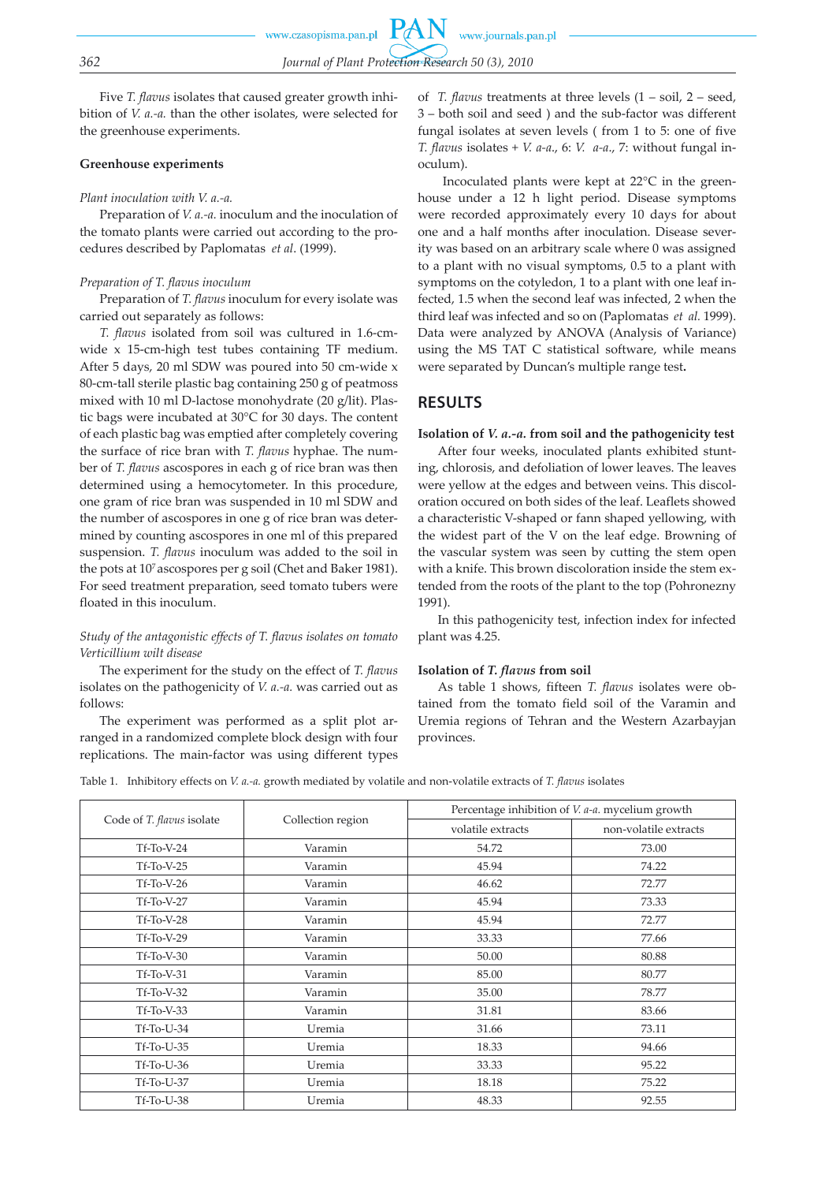Five *T. flavus* isolates that caused greater growth inhibition of *V. a.-a.* than the other isolates, were selected for the greenhouse experiments.

**Greenhouse experiments**

*Plant inoculation with V. a.-a.*

Preparation of *V. a.-a.* inoculum and the inoculation of the tomato plants were carried out according to the procedures described by Paplomatas *et al*. (1999).

*Preparation of T. flavus inoculum*

Preparation of *T. flavus* inoculum for every isolate was carried out separately as follows:

*T. flavus* isolated from soil was cultured in 1.6-cm-wide x 15-cm-high test tubes containing TF medium. After 5 days, 20 ml SDW was poured into 50 cm-wide x 80-cm-tall sterile plastic bag containing 250 g of peatmoss mixed with 10 ml D-lactose monohydrate (20 g/lit). Plastic bags were incubated at 30°C for 30 days. The content of each plastic bag was emptied after completely covering the surface of rice bran with *T. flavus* hyphae. The number of *T. flavus* ascospores in each g of rice bran was then determined using a hemocytometer. In this procedure, one gram of rice bran was suspended in 10 ml SDW and the number of ascospores in one g of rice bran was determined by counting ascospores in one ml of this prepared suspension. *T. flavus* inoculum was added to the soil in the pots at $10^7$ ascospores per g soil (Chet and Baker 1981). For seed treatment preparation, seed tomato tubers were floated in this inoculum.

*Study of the antagonistic effects of T. flavus isolates on tomato Verticillium wilt disease*

The experiment for the study on the effect of *T. flavus* isolates on the pathogenicity of *V. a.-a.* was carried out as follows:

The experiment was performed as a split plot arranged in a randomized complete block design with four replications. The main-factor was using different types of *T. flavus* treatments at three levels (1 – soil, 2 – seed, 3 – both soil and seed ) and the sub-factor was different fungal isolates at seven levels ( from 1 to 5: one of five *T. flavus* isolates + *V. a-a.*, 6: *V. a-a.*, 7: without fungal inoculum).

Inoculated plants were kept at 22°C in the greenhouse under a 12 h light period. Disease symptoms were recorded approximately every 10 days for about one and a half months after inoculation. Disease severity was based on an arbitrary scale where 0 was assigned to a plant with no visual symptoms, 0.5 to a plant with symptoms on the cotyledon, 1 to a plant with one leaf infected, 1.5 when the second leaf was infected, 2 when the third leaf was infected and so on (Paplomatas *et al.* 1999). Data were analyzed by ANOVA (Analysis of Variance) using the MS TAT C statistical software, while means were separated by Duncan's multiple range test**.**

## RESULTS

**Isolation of *V. a.-a.* from soil and the pathogenicity test**

After four weeks, inoculated plants exhibited stunting, chlorosis, and defoliation of lower leaves. The leaves were yellow at the edges and between veins. This discoloration occured on both sides of the leaf. Leaflets showed a characteristic V-shaped or fann shaped yellowing, with the widest part of the V on the leaf edge. Browning of the vascular system was seen by cutting the stem open with a knife. This brown discoloration inside the stem extended from the roots of the plant to the top (Pohronezny 1991).

In this pathogenicity test, infection index for infected plant was 4.25.

**Isolation of *T. flavus* from soil**

As table 1 shows, fifteen *T. flavus* isolates were obtained from the tomato field soil of the Varamin and Uremia regions of Tehran and the Western Azarbayjan provinces.

Table 1. Inhibitory effects on *V. a.-a.* growth mediated by volatile and non-volatile extracts of *T. flavus* isolates

| Code of *T. flavus* isolate | Collection region | Percentage inhibition of *V. a-a.* mycelium growth | |
|---|---|---|---|
| | | volatile extracts | non-volatile extracts |
| Tf-To-V-24 | Varamin | 54.72 | 73.00 |
| Tf-To-V-25 | Varamin | 45.94 | 74.22 |
| Tf-To-V-26 | Varamin | 46.62 | 72.77 |
| Tf-To-V-27 | Varamin | 45.94 | 73.33 |
| Tf-To-V-28 | Varamin | 45.94 | 72.77 |
| Tf-To-V-29 | Varamin | 33.33 | 77.66 |
| Tf-To-V-30 | Varamin | 50.00 | 80.88 |
| Tf-To-V-31 | Varamin | 85.00 | 80.77 |
| Tf-To-V-32 | Varamin | 35.00 | 78.77 |
| Tf-To-V-33 | Varamin | 31.81 | 83.66 |
| Tf-To-U-34 | Uremia | 31.66 | 73.11 |
| Tf-To-U-35 | Uremia | 18.33 | 94.66 |
| Tf-To-U-36 | Uremia | 33.33 | 95.22 |
| Tf-To-U-37 | Uremia | 18.18 | 75.22 |
| Tf-To-U-38 | Uremia | 48.33 | 92.55 |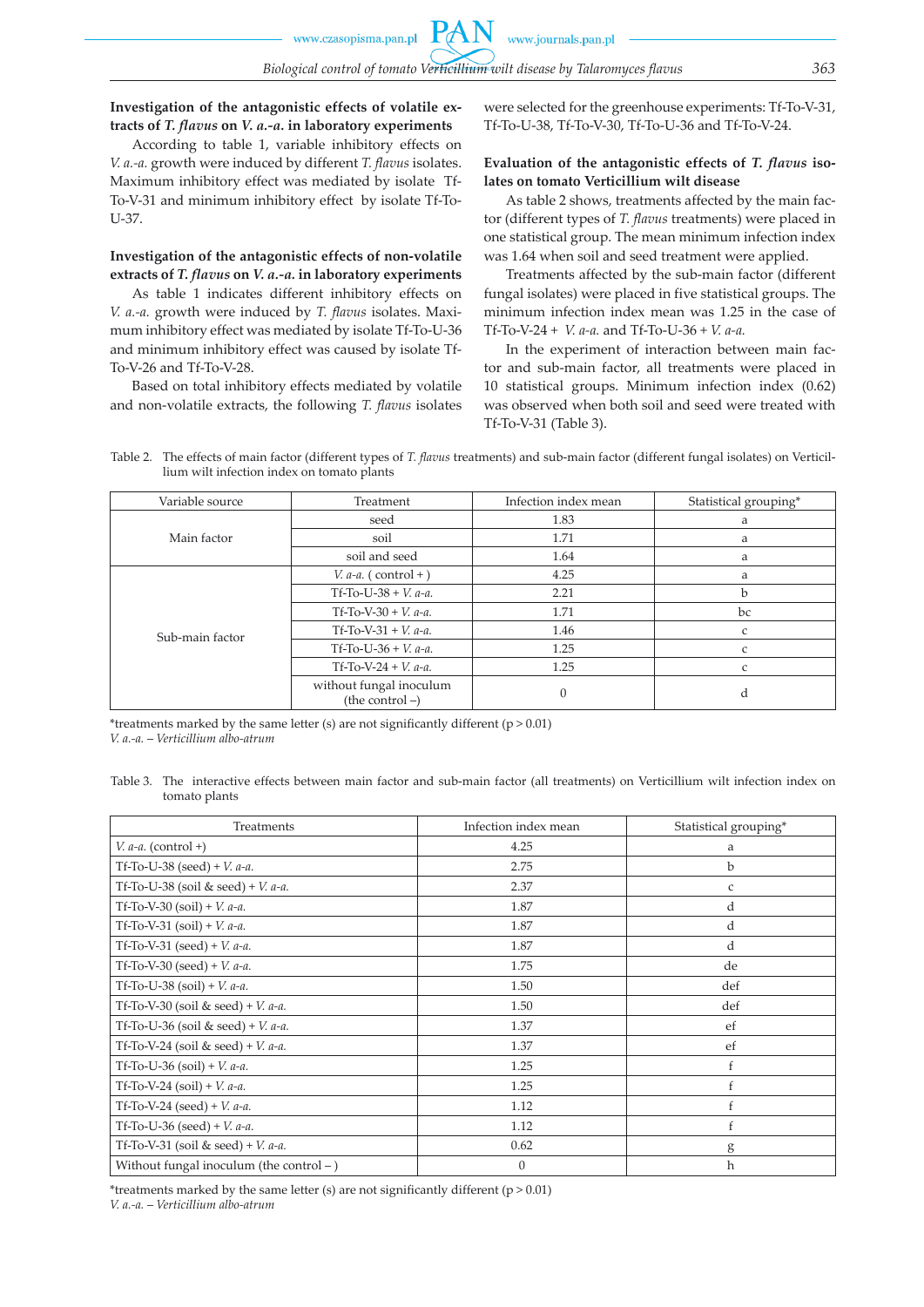**Investigation of the antagonistic effects of volatile extracts of *T. flavus* on *V. a.-a.* in laboratory experiments**

According to table 1, variable inhibitory effects on *V. a.-a.* growth were induced by different *T. flavus* isolates. Maximum inhibitory effect was mediated by isolate Tf-To-V-31 and minimum inhibitory effect by isolate Tf-To-U-37.

**Investigation of the antagonistic effects of non-volatile extracts of *T. flavus* on *V. a.-a.* in laboratory experiments**

As table 1 indicates different inhibitory effects on *V. a.-a.* growth were induced by *T. flavus* isolates. Maximum inhibitory effect was mediated by isolate Tf-To-U-36 and minimum inhibitory effect was caused by isolate Tf-To-V-26 and Tf-To-V-28.

Based on total inhibitory effects mediated by volatile and non-volatile extracts, the following *T. flavus* isolates were selected for the greenhouse experiments: Tf-To-V-31, Tf-To-U-38, Tf-To-V-30, Tf-To-U-36 and Tf-To-V-24.

**Evaluation of the antagonistic effects of *T. flavus* isolates on tomato Verticillium wilt disease**

As table 2 shows, treatments affected by the main factor (different types of *T. flavus* treatments) were placed in one statistical group. The mean minimum infection index was 1.64 when soil and seed treatment were applied.

Treatments affected by the sub-main factor (different fungal isolates) were placed in five statistical groups. The minimum infection index mean was 1.25 in the case of Tf-To-V-24 + *V. a-a.* and Tf-To-U-36 + *V. a-a.*

In the experiment of interaction between main factor and sub-main factor, all treatments were placed in 10 statistical groups. Minimum infection index (0.62) was observed when both soil and seed were treated with Tf-To-V-31 (Table 3).

Table 2. The effects of main factor (different types of *T. flavus* treatments) and sub-main factor (different fungal isolates) on Verticillium wilt infection index on tomato plants

| Variable source | Treatment | Infection index mean | Statistical grouping* |
|---|---|---|---|
| Main factor | seed | 1.83 | a |
| | soil | 1.71 | a |
| | soil and seed | 1.64 | a |
| Sub-main factor | *V. a-a.* ( control + ) | 4.25 | a |
| | Tf-To-U-38 + *V. a-a.* | 2.21 | b |
| | Tf-To-V-30 + *V. a-a.* | 1.71 | bc |
| | Tf-To-V-31 + *V. a-a.* | 1.46 | c |
| | Tf-To-U-36 + *V. a-a.* | 1.25 | c |
| | Tf-To-V-24 + *V. a-a.* | 1.25 | c |
| | without fungal inoculum (the control –) | 0 | d |

*treatments marked by the same letter (s) are not significantly different ($p > 0.01$)
*V. a.-a.* – *Verticillium albo-atrum*

Table 3. The interactive effects between main factor and sub-main factor (all treatments) on Verticillium wilt infection index on tomato plants

| Treatments | Infection index mean | Statistical grouping* |
|---|---|---|
| *V. a-a.* (control +) | 4.25 | a |
| Tf-To-U-38 (seed) + *V. a-a.* | 2.75 | b |
| Tf-To-U-38 (soil & seed) + *V. a-a.* | 2.37 | c |
| Tf-To-V-30 (soil) + *V. a-a.* | 1.87 | d |
| Tf-To-V-31 (soil) + *V. a-a.* | 1.87 | d |
| Tf-To-V-31 (seed) + *V. a-a.* | 1.87 | d |
| Tf-To-V-30 (seed) + *V. a-a.* | 1.75 | de |
| Tf-To-U-38 (soil) + *V. a-a.* | 1.50 | def |
| Tf-To-V-30 (soil & seed) + *V. a-a.* | 1.50 | def |
| Tf-To-U-36 (soil & seed) + *V. a-a.* | 1.37 | ef |
| Tf-To-V-24 (soil & seed) + *V. a-a.* | 1.37 | ef |
| Tf-To-U-36 (soil) + *V. a-a.* | 1.25 | f |
| Tf-To-V-24 (soil) + *V. a-a.* | 1.25 | f |
| Tf-To-V-24 (seed) + *V. a-a.* | 1.12 | f |
| Tf-To-U-36 (seed) + *V. a-a.* | 1.12 | f |
| Tf-To-V-31 (soil & seed) + *V. a-a.* | 0.62 | g |
| Without fungal inoculum (the control – ) | 0 | h |

*treatments marked by the same letter (s) are not significantly different ($p > 0.01$)
*V. a.-a.* – *Verticillium albo-atrum*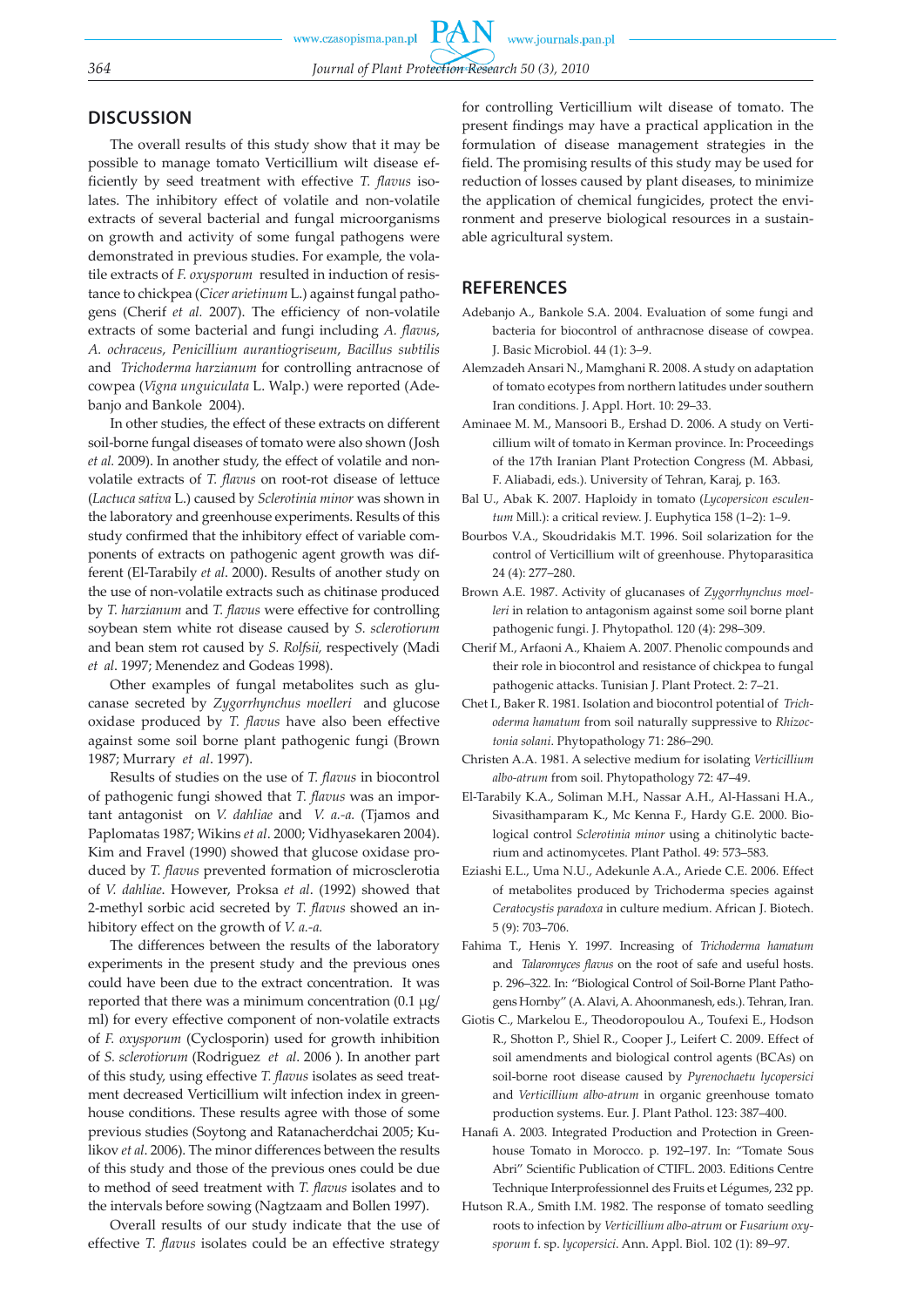## DISCUSSION

The overall results of this study show that it may be possible to manage tomato Verticillium wilt disease efficiently by seed treatment with effective *T. flavus* isolates. The inhibitory effect of volatile and non-volatile extracts of several bacterial and fungal microorganisms on growth and activity of some fungal pathogens were demonstrated in previous studies. For example, the volatile extracts of *F. oxysporum* resulted in induction of resistance to chickpea (*Cicer arietinum* L.) against fungal pathogens (Cherif *et al.* 2007). The efficiency of non-volatile extracts of some bacterial and fungi including *A. flavus*, *A. ochraceus*, *Penicillium aurantiogriseum*, *Bacillus subtilis* and *Trichoderma harzianum* for controlling antracnose of cowpea (*Vigna unguiculata* L. Walp.) were reported (Adebanjo and Bankole 2004).

In other studies, the effect of these extracts on different soil-borne fungal diseases of tomato were also shown (Josh *et al.* 2009). In another study, the effect of volatile and non-volatile extracts of *T. flavus* on root-rot disease of lettuce (*Lactuca sativa* L.) caused by *Sclerotinia minor* was shown in the laboratory and greenhouse experiments. Results of this study confirmed that the inhibitory effect of variable components of extracts on pathogenic agent growth was different (El-Tarabily *et al*. 2000). Results of another study on the use of non-volatile extracts such as chitinase produced by *T. harzianum* and *T. flavus* were effective for controlling soybean stem white rot disease caused by *S. sclerotiorum* and bean stem rot caused by *S. Rolfsii,* respectively (Madi *et al*. 1997; Menendez and Godeas 1998).

Other examples of fungal metabolites such as glucanase secreted by *Zygorrhynchus moelleri* and glucose oxidase produced by *T. flavus* have also been effective against some soil borne plant pathogenic fungi (Brown 1987; Murrary *et al*. 1997).

Results of studies on the use of *T. flavus* in biocontrol of pathogenic fungi showed that *T. flavus* was an important antagonist on *V. dahliae* and *V. a.-a.* (Tjamos and Paplomatas 1987; Wikins *et al*. 2000; Vidhyasekaren 2004). Kim and Fravel (1990) showed that glucose oxidase produced by *T. flavus* prevented formation of microsclerotia of *V. dahliae*. However, Proksa *et al*. (1992) showed that 2-methyl sorbic acid secreted by *T. flavus* showed an inhibitory effect on the growth of *V. a.-a.*

The differences between the results of the laboratory experiments in the present study and the previous ones could have been due to the extract concentration. It was reported that there was a minimum concentration (0.1 μg/ml) for every effective component of non-volatile extracts of *F. oxysporum* (Cyclosporin) used for growth inhibition of *S. sclerotiorum* (Rodriguez *et al*. 2006 ). In another part of this study, using effective *T. flavus* isolates as seed treatment decreased Verticillium wilt infection index in greenhouse conditions. These results agree with those of some previous studies (Soytong and Ratanacherdchai 2005; Kulikov *et al*. 2006). The minor differences between the results of this study and those of the previous ones could be due to method of seed treatment with *T. flavus* isolates and to the intervals before sowing (Nagtzaam and Bollen 1997).

Overall results of our study indicate that the use of effective *T. flavus* isolates could be an effective strategy for controlling Verticillium wilt disease of tomato. The present findings may have a practical application in the formulation of disease management strategies in the field. The promising results of this study may be used for reduction of losses caused by plant diseases, to minimize the application of chemical fungicides, protect the environment and preserve biological resources in a sustainable agricultural system.

## REFERENCES

Adebanjo A., Bankole S.A. 2004. Evaluation of some fungi and bacteria for biocontrol of anthracnose disease of cowpea. J. Basic Microbiol. 44 (1): 3–9.

Alemzadeh Ansari N., Mamghani R. 2008. A study on adaptation of tomato ecotypes from northern latitudes under southern Iran conditions. J. Appl. Hort. 10: 29–33.

Aminaee M. M., Mansoori B., Ershad D. 2006. A study on Verticillium wilt of tomato in Kerman province. In: Proceedings of the 17th Iranian Plant Protection Congress (M. Abbasi, F. Aliabadi, eds.). University of Tehran, Karaj, p. 163.

Bal U., Abak K. 2007. Haploidy in tomato (*Lycopersicon esculentum* Mill.): a critical review. J. Euphytica 158 (1–2): 1–9.

Bourbos V.A., Skoudridakis M.T. 1996. Soil solarization for the control of Verticillium wilt of greenhouse. Phytoparasitica 24 (4): 277–280.

Brown A.E. 1987. Activity of glucanases of *Zygorrhynchus moelleri* in relation to antagonism against some soil borne plant pathogenic fungi. J. Phytopathol. 120 (4): 298–309.

Cherif M., Arfaoni A., Khaiem A. 2007. Phenolic compounds and their role in biocontrol and resistance of chickpea to fungal pathogenic attacks. Tunisian J. Plant Protect. 2: 7–21.

Chet I., Baker R. 1981. Isolation and biocontrol potential of *Trichoderma hamatum* from soil naturally suppressive to *Rhizoctonia solani*. Phytopathology 71: 286–290.

Christen A.A. 1981. A selective medium for isolating *Verticillium albo-atrum* from soil. Phytopathology 72: 47–49.

El-Tarabily K.A., Soliman M.H., Nassar A.H., Al-Hassani H.A., Sivasithamparam K., Mc Kenna F., Hardy G.E. 2000. Biological control *Sclerotinia minor* using a chitinolytic bacterium and actinomycetes. Plant Pathol. 49: 573–583.

Eziashi E.L., Uma N.U., Adekunle A.A., Ariede C.E. 2006. Effect of metabolites produced by Trichoderma species against *Ceratocystis paradoxa* in culture medium. African J. Biotech. 5 (9): 703–706.

Fahima T., Henis Y. 1997. Increasing of *Trichoderma hamatum* and *Talaromyces flavus* on the root of safe and useful hosts. p. 296–322. In: "Biological Control of Soil-Borne Plant Pathogens Hornby" (A. Alavi, A. Ahoonmanesh, eds.). Tehran, Iran.

Giotis C., Markelou E., Theodoropoulou A., Toufexi E., Hodson R., Shotton P., Shiel R., Cooper J., Leifert C. 2009. Effect of soil amendments and biological control agents (BCAs) on soil-borne root disease caused by *Pyrenochaetu lycopersici* and *Verticillium albo-atrum* in organic greenhouse tomato production systems. Eur. J. Plant Pathol. 123: 387–400.

Hanafi A. 2003. Integrated Production and Protection in Greenhouse Tomato in Morocco. p. 192–197. In: "Tomate Sous Abri" Scientific Publication of CTIFL. 2003. Editions Centre Technique Interprofessionnel des Fruits et Légumes, 232 pp.

Hutson R.A., Smith I.M. 1982. The response of tomato seedling roots to infection by *Verticillium albo-atrum* or *Fusarium oxysporum* f. sp. *lycopersici*. Ann. Appl. Biol. 102 (1): 89–97.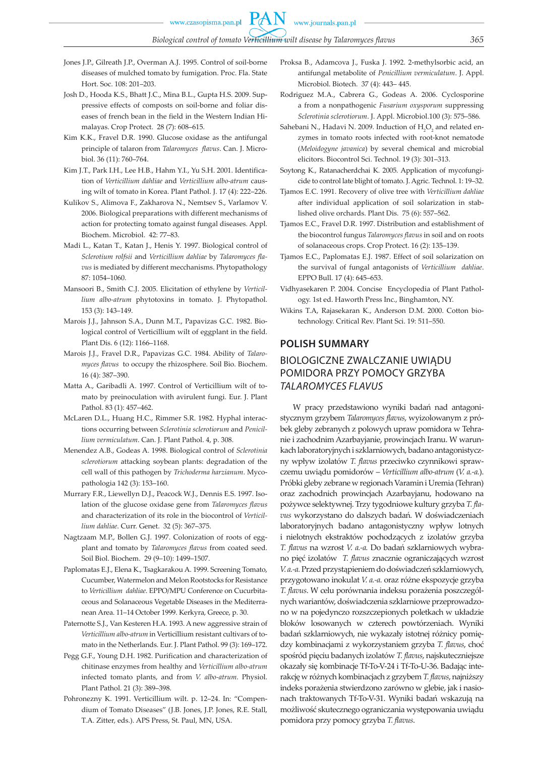Jones J.P., Gilreath J.P., Overman A.J. 1995. Control of soil-borne diseases of mulched tomato by fumigation. Proc. Fla. State Hort. Soc. 108: 201–203.

Josh D., Hooda K.S., Bhatt J.C., Mina B.L., Gupta H.S. 2009. Suppressive effects of composts on soil-borne and foliar diseases of french bean in the field in the Western Indian Himalayas. Crop Protect. 28 (7): 608–615.

Kim K.K., Fravel D.R. 1990. Glucose oxidase as the antifungal principle of talaron from *Talaromyces flavus*. Can. J. Microbiol. 36 (11): 760–764.

Kim J.T., Park I.H., Lee H.B., Hahm Y.I., Yu S.H. 2001. Identification of *Verticillium dahliae* and *Verticillium albo-atrum* causing wilt of tomato in Korea. Plant Pathol. J. 17 (4): 222–226.

Kulikov S., Alimova F., Zakharova N., Nemtsev S., Varlamov V. 2006. Biological preparations with different mechanisms of action for protecting tomato against fungal diseases. Appl. Biochem. Microbiol. 42: 77–83.

Madi L., Katan T., Katan J., Henis Y. 1997. Biological control of *Sclerotium rolfsii* and *Verticillium dahliae* by *Talaromyces flavus* is mediated by different mecchanisms. Phytopathology 87: 1054–1060.

Mansoori B., Smith C.J. 2005. Elicitation of ethylene by *Verticillium albo-atrum* phytotoxins in tomato. J. Phytopathol. 153 (3): 143–149.

Marois J.J., Jahnson S.A., Dunn M.T., Papavizas G.C. 1982. Biological control of Verticillium wilt of eggplant in the field. Plant Dis. 6 (12): 1166–1168.

Marois J.J., Fravel D.R., Papavizas G.C. 1984. Ability of *Talaromyces flavus* to occupy the rhizosphere. Soil Bio. Biochem. 16 (4): 387–390.

Matta A., Garibadli A. 1997. Control of Verticillium wilt of tomato by preinoculation with avirulent fungi. Eur. J. Plant Pathol. 83 (1): 457–462.

McLaren D.L., Huang H.C., Rimmer S.R. 1982. Hyphal interactions occurring between *Sclerotinia sclerotiorum* and *Penicillium vermiculatum*. Can. J. Plant Pathol. 4, p. 308.

Menendez A.B., Godeas A. 1998. Biological control of *Sclerotinia sclerotiorum* attacking soybean plants: degradation of the cell wall of this pathogen by *Trichoderma harzianum*. Mycopathologia 142 (3): 153–160.

Murrary F.R., Liewellyn D.J., Peacock W.J., Dennis E.S. 1997. Isolation of the glucose oxidase gene from *Talaromyces flavus* and characterization of its role in the biocontrol of *Verticillium dahliae*. Curr. Genet. 32 (5): 367–375.

Nagtzaam M.P., Bollen G.J. 1997. Colonization of roots of eggplant and tomato by *Talaromyces flavus* from coated seed. Soil Biol. Biochem. 29 (9–10): 1499–1507.

Paplomatas E.J., Elena K., Tsagkarakou A. 1999. Screening Tomato, Cucumber, Watermelon and Melon Rootstocks for Resistance to *Verticillium dahliae*. EPPO/MPU Conference on Cucurbitaceous and Solanaceous Vegetable Diseases in the Mediterranean Area. 11–14 October 1999. Kerkyra, Greece, p. 30.

Paternotte S.J., Van Kesteren H.A. 1993. A new aggressive strain of *Verticillium albo-atrum* in Verticillium resistant cultivars of tomato in the Netherlands. Eur. J. Plant Pathol. 99 (3): 169–172.

Pegg G.F., Young D.H. 1982. Purification and characterization of chitinase enzymes from healthy and *Verticillium albo-atrum* infected tomato plants, and from *V. albo-atrum*. Physiol. Plant Pathol. 21 (3): 389–398.

Pohronezny K. 1991. Verticillium wilt. p. 12–24. In: "Compendium of Tomato Diseases" (J.B. Jones, J.P. Jones, R.E. Stall, T.A. Zitter, eds.). APS Press, St. Paul, MN, USA.

Proksa B., Adamcova J., Fuska J. 1992. 2-methylsorbic acid, an antifungal metabolite of *Penicillium vermiculatum*. J. Appl. Microbiol. Biotech. 37 (4): 443– 445.

Rodriguez M.A., Cabrera G., Godeas A. 2006. Cyclosporine a from a nonpathogenic *Fusarium oxysporum* suppressing *Sclerotinia sclerotiorum*. J. Appl. Microbiol.100 (3): 575–586.

Sahebani N., Hadavi N. 2009. Induction of $H_2O_2$ and related enzymes in tomato roots infected with root-knot nematode (*Meloidogyne javanica*) by several chemical and microbial elicitors. Biocontrol Sci. Technol. 19 (3): 301–313.

Soytong K., Ratanacherdchai K. 2005. Application of mycofungicide to control late blight of tomato. J. Agric. Technol. 1: 19–32.

Tjamos E.C. 1991. Recovery of olive tree with *Verticillium dahliae* after individual application of soil solarization in stablished olive orchards. Plant Dis. 75 (6): 557–562.

Tjamos E.C., Fravel D.R. 1997. Distribution and establishment of the biocontrol fungus *Talaromyces flavus* in soil and on roots of solanaceous crops. Crop Protect. 16 (2): 135–139.

Tjamos E.C., Paplomatas E.J. 1987. Effect of soil solarization on the survival of fungal antagonists of *Verticillium dahliae*. EPPO Bull. 17 (4): 645–653.

Vidhyasekaren P. 2004. Concise Encyclopedia of Plant Pathology. 1st ed. Haworth Press Inc., Binghamton, NY.

Wikins T.A, Rajasekaran K., Anderson D.M. 2000. Cotton biotechnology. Critical Rev. Plant Sci. 19: 511–550.

## POLISH SUMMARY

### BIOLOGICZNE ZWALCZANIE UWIĄDU POMIDORA PRZY POMOCY GRZYBA *TALAROMYCES FLAVUS*

W pracy przedstawiono wyniki badań nad antagonistycznym grzybem *Talaromyces flavus*, wyizolowanym z próbek gleby zebranych z polowych upraw pomidora w Tehranie i zachodnim Azarbayjanie, prowincjach Iranu. W warunkach laboratoryjnych i szklarniowych, badano antagonistyczny wpływ izolatów *T. flavus* przeciwko czynnikowi sprawczemu uwiądu pomidorów – *Verticillium albo-atrum* (*V. a.-a.*). Próbki gleby zebrane w regionach Varamin i Uremia (Tehran) oraz zachodnich prowincjach Azarbayjanu, hodowano na pożywce selektywnej. Trzy tygodniowe kultury grzyba *T. flavus* wykorzystano do dalszych badań. W doświadczeniach laboratoryjnych badano antagonistyczny wpływ lotnych i nielotnych ekstraktów pochodzących z izolatów grzyba *T. flavus* na wzrost *V. a.-a.* Do badań szklarniowych wybrano pięć izolatów *T. flavus* znacznie ograniczających wzrost *V. a.-a.* Przed przystąpieniem do doświadczeń szklarniowych, przygotowano inokulat *V. a.-a.* oraz różne ekspozycje grzyba *T. flavus*. W celu porównania indeksu porażenia poszczególnych wariantów, doświadczenia szklarniowe przeprowadzono w na pojedynczo rozszczepionych poletkach w układzie bloków losowanych w czterech powtórzeniach. Wyniki badań szklarniowych, nie wykazały istotnej różnicy pomiędzy kombinacjami z wykorzystaniem grzyba *T. flavus*, choć spośród pięciu badanych izolatów *T. flavus*, najskuteczniejsze okazały się kombinacje Tf-To-V-24 i Tf-To-U-36. Badając interakcję w różnych kombinacjach z grzybem *T. flavus*, najniższy indeks porażenia stwierdzono zarówno w glebie, jak i nasionach traktowanych Tf-To-V-31. Wyniki badań wskazują na możliwość skutecznego ograniczania występowania uwiądu pomidora przy pomocy grzyba *T. flavus*.